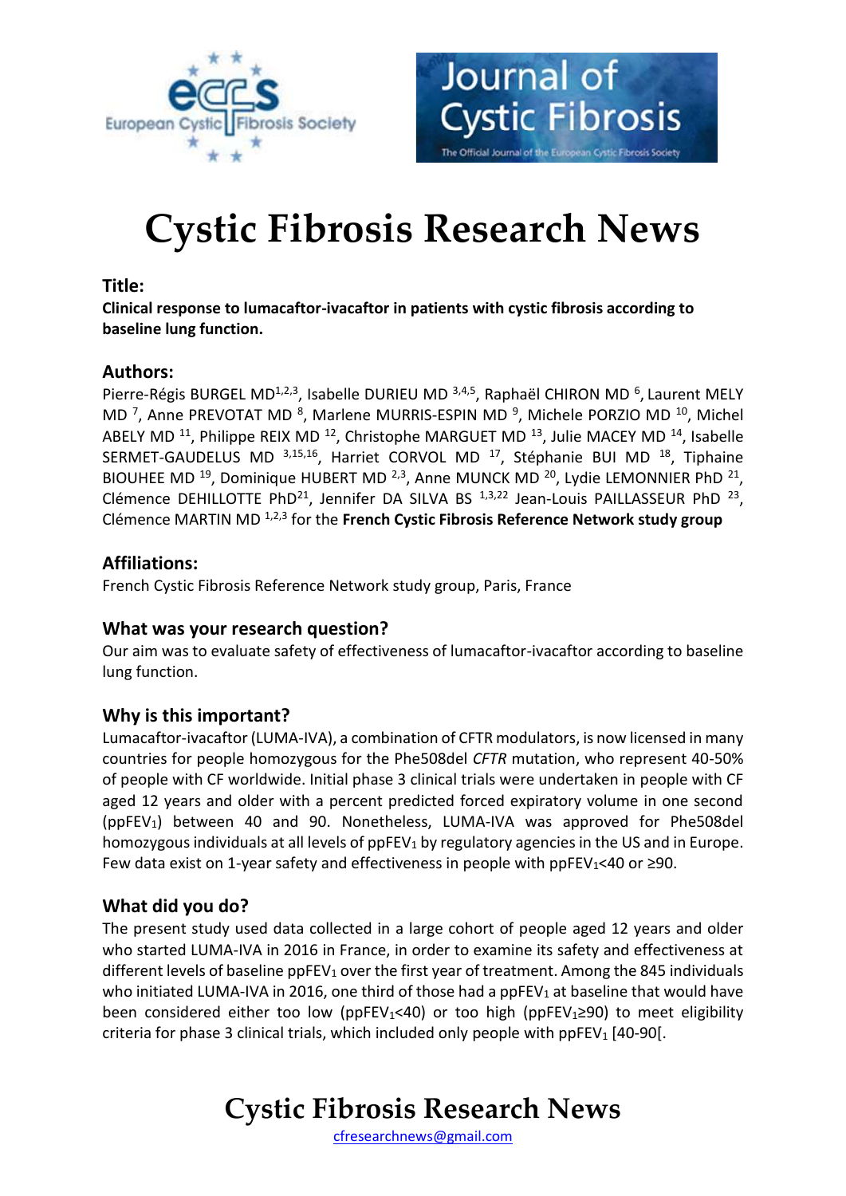# Cystic Fibrosis Research News

## Title:

**Clinical response to lumacaftor-ivacaftor in patients with cystic fibrosis according to baseline lung function.**

## Authors:

Pierre-Régis BURGEL MD[1,2,3], Isabelle DURIEU MD [3,4,5], Raphaël CHIRON MD [6], Laurent MELY MD [7], Anne PREVOTAT MD [8], Marlene MURRIS-ESPIN MD [9], Michele PORZIO MD [10], Michel ABELY MD [11], Philippe REIX MD [12], Christophe MARGUET MD [13], Julie MACEY MD [14], Isabelle SERMET-GAUDELUS MD [3,15,16], Harriet CORVOL MD [17], Stéphanie BUI MD [18], Tiphaine BIOUHEE MD [19], Dominique HUBERT MD [2,3], Anne MUNCK MD [20], Lydie LEMONNIER PhD [21], Clémence DEHILLOTTE PhD[21], Jennifer DA SILVA BS [1,3,22] Jean-Louis PAILLASSEUR PhD [23], Clémence MARTIN MD [1,2,3] for the **French Cystic Fibrosis Reference Network study group**

## Affiliations:

French Cystic Fibrosis Reference Network study group, Paris, France

## What was your research question?

Our aim was to evaluate safety of effectiveness of lumacaftor-ivacaftor according to baseline lung function.

## Why is this important?

Lumacaftor-ivacaftor (LUMA-IVA), a combination of CFTR modulators, is now licensed in many countries for people homozygous for the Phe508del *CFTR* mutation, who represent 40-50% of people with CF worldwide. Initial phase 3 clinical trials were undertaken in people with CF aged 12 years and older with a percent predicted forced expiratory volume in one second ($ppFEV_1$) between 40 and 90. Nonetheless, LUMA-IVA was approved for Phe508del homozygous individuals at all levels of $ppFEV_1$ by regulatory agencies in the US and in Europe. Few data exist on 1-year safety and effectiveness in people with $ppFEV_1$<40 or ≥90.

## What did you do?

The present study used data collected in a large cohort of people aged 12 years and older who started LUMA-IVA in 2016 in France, in order to examine its safety and effectiveness at different levels of baseline $ppFEV_1$ over the first year of treatment. Among the 845 individuals who initiated LUMA-IVA in 2016, one third of those had a $ppFEV_1$ at baseline that would have been considered either too low ($ppFEV_1$<40) or too high ($ppFEV_1$≥90) to meet eligibility criteria for phase 3 clinical trials, which included only people with $ppFEV_1$ [40-90[.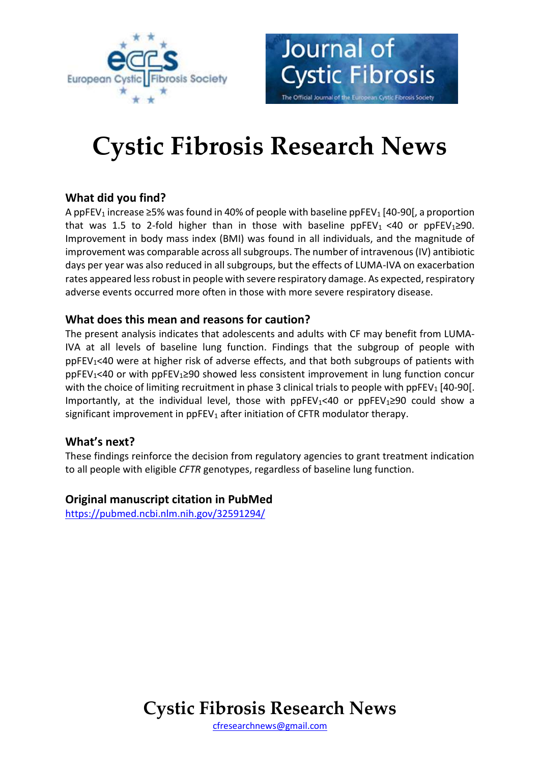# Cystic Fibrosis Research News

### What did you find?

A $ppFEV_1$ increase ≥5% was found in 40% of people with baseline $ppFEV_1$ [40-90[, a proportion that was 1.5 to 2-fold higher than in those with baseline $ppFEV_1$ <40 or $ppFEV_1$≥90. Improvement in body mass index (BMI) was found in all individuals, and the magnitude of improvement was comparable across all subgroups. The number of intravenous (IV) antibiotic days per year was also reduced in all subgroups, but the effects of LUMA-IVA on exacerbation rates appeared less robust in people with severe respiratory damage. As expected, respiratory adverse events occurred more often in those with more severe respiratory disease.

### What does this mean and reasons for caution?

The present analysis indicates that adolescents and adults with CF may benefit from LUMA-IVA at all levels of baseline lung function. Findings that the subgroup of people with $ppFEV_1$<40 were at higher risk of adverse effects, and that both subgroups of patients with $ppFEV_1$<40 or with $ppFEV_1$≥90 showed less consistent improvement in lung function concur with the choice of limiting recruitment in phase 3 clinical trials to people with $ppFEV_1$ [40-90[. Importantly, at the individual level, those with $ppFEV_1$<40 or $ppFEV_1$≥90 could show a significant improvement in $ppFEV_1$ after initiation of CFTR modulator therapy.

### What's next?

These findings reinforce the decision from regulatory agencies to grant treatment indication to all people with eligible *CFTR* genotypes, regardless of baseline lung function.

### Original manuscript citation in PubMed

https://pubmed.ncbi.nlm.nih.gov/32591294/

# Cystic Fibrosis Research News

cfresearchnews@gmail.com